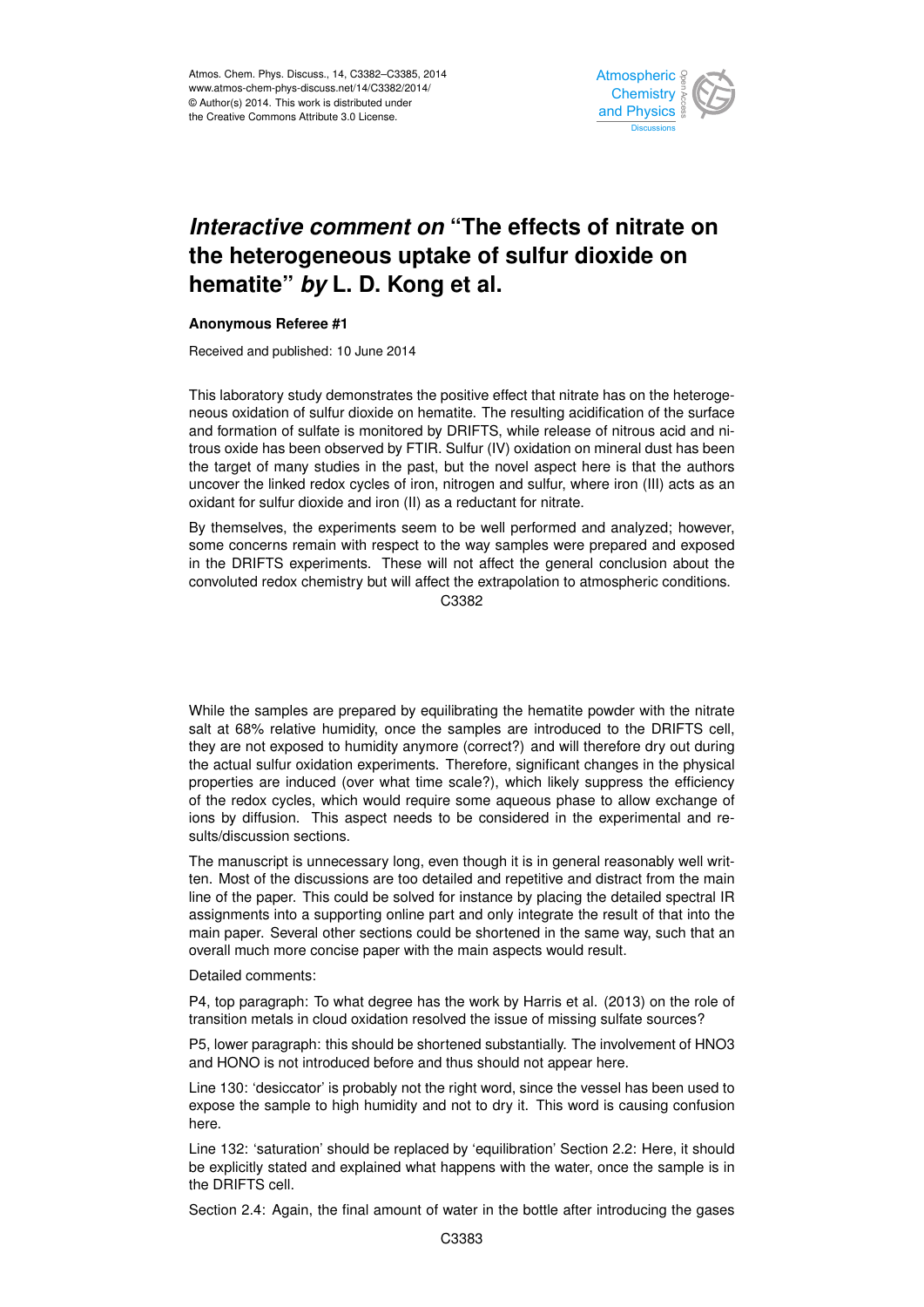# *Interactive comment on* "The effects of nitrate on the heterogeneous uptake of sulfur dioxide on hematite" *by* L. D. Kong et al.

**Anonymous Referee #1**

Received and published: 10 June 2014

This laboratory study demonstrates the positive effect that nitrate has on the heterogeneous oxidation of sulfur dioxide on hematite. The resulting acidification of the surface and formation of sulfate is monitored by DRIFTS, while release of nitrous acid and nitrous oxide has been observed by FTIR. Sulfur (IV) oxidation on mineral dust has been the target of many studies in the past, but the novel aspect here is that the authors uncover the linked redox cycles of iron, nitrogen and sulfur, where iron (III) acts as an oxidant for sulfur dioxide and iron (II) as a reductant for nitrate.

By themselves, the experiments seem to be well performed and analyzed; however, some concerns remain with respect to the way samples were prepared and exposed in the DRIFTS experiments. These will not affect the general conclusion about the convoluted redox chemistry but will affect the extrapolation to atmospheric conditions.

While the samples are prepared by equilibrating the hematite powder with the nitrate salt at 68% relative humidity, once the samples are introduced to the DRIFTS cell, they are not exposed to humidity anymore (correct?) and will therefore dry out during the actual sulfur oxidation experiments. Therefore, significant changes in the physical properties are induced (over what time scale?), which likely suppress the efficiency of the redox cycles, which would require some aqueous phase to allow exchange of ions by diffusion. This aspect needs to be considered in the experimental and results/discussion sections.

The manuscript is unnecessary long, even though it is in general reasonably well written. Most of the discussions are too detailed and repetitive and distract from the main line of the paper. This could be solved for instance by placing the detailed spectral IR assignments into a supporting online part and only integrate the result of that into the main paper. Several other sections could be shortened in the same way, such that an overall much more concise paper with the main aspects would result.

Detailed comments:

P4, top paragraph: To what degree has the work by Harris et al. (2013) on the role of transition metals in cloud oxidation resolved the issue of missing sulfate sources?

P5, lower paragraph: this should be shortened substantially. The involvement of $HNO_3$ and HONO is not introduced before and thus should not appear here.

Line 130: 'desiccator' is probably not the right word, since the vessel has been used to expose the sample to high humidity and not to dry it. This word is causing confusion here.

Line 132: 'saturation' should be replaced by 'equilibration' Section 2.2: Here, it should be explicitly stated and explained what happens with the water, once the sample is in the DRIFTS cell.

Section 2.4: Again, the final amount of water in the bottle after introducing the gases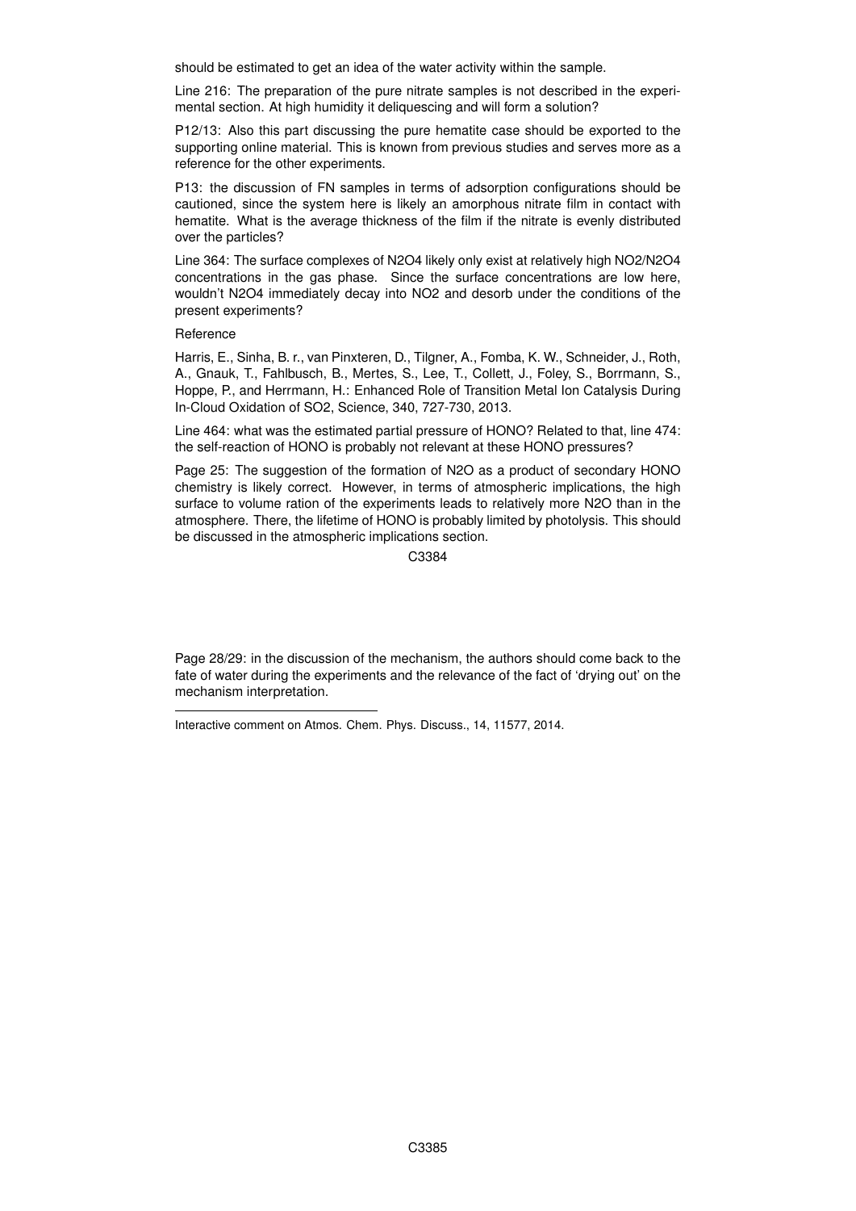should be estimated to get an idea of the water activity within the sample.

Line 216: The preparation of the pure nitrate samples is not described in the experimental section. At high humidity it deliquescing and will form a solution?

P12/13: Also this part discussing the pure hematite case should be exported to the supporting online material. This is known from previous studies and serves more as a reference for the other experiments.

P13: the discussion of FN samples in terms of adsorption configurations should be cautioned, since the system here is likely an amorphous nitrate film in contact with hematite. What is the average thickness of the film if the nitrate is evenly distributed over the particles?

Line 364: The surface complexes of $N_2O_4$ likely only exist at relatively high $NO_2$/$N_2O_4$ concentrations in the gas phase. Since the surface concentrations are low here, wouldn't $N_2O_4$ immediately decay into $NO_2$ and desorb under the conditions of the present experiments?

Reference

Harris, E., Sinha, B. r., van Pinxteren, D., Tilgner, A., Fomba, K. W., Schneider, J., Roth, A., Gnauk, T., Fahlbusch, B., Mertes, S., Lee, T., Collett, J., Foley, S., Borrmann, S., Hoppe, P., and Herrmann, H.: Enhanced Role of Transition Metal Ion Catalysis During In-Cloud Oxidation of $SO_2$, Science, 340, 727-730, 2013.

Line 464: what was the estimated partial pressure of HONO? Related to that, line 474: the self-reaction of HONO is probably not relevant at these HONO pressures?

Page 25: The suggestion of the formation of $N_2O$ as a product of secondary HONO chemistry is likely correct. However, in terms of atmospheric implications, the high surface to volume ration of the experiments leads to relatively more $N_2O$ than in the atmosphere. There, the lifetime of HONO is probably limited by photolysis. This should be discussed in the atmospheric implications section.

Page 28/29: in the discussion of the mechanism, the authors should come back to the fate of water during the experiments and the relevance of the fact of 'drying out' on the mechanism interpretation.

---

Interactive comment on Atmos. Chem. Phys. Discuss., 14, 11577, 2014.